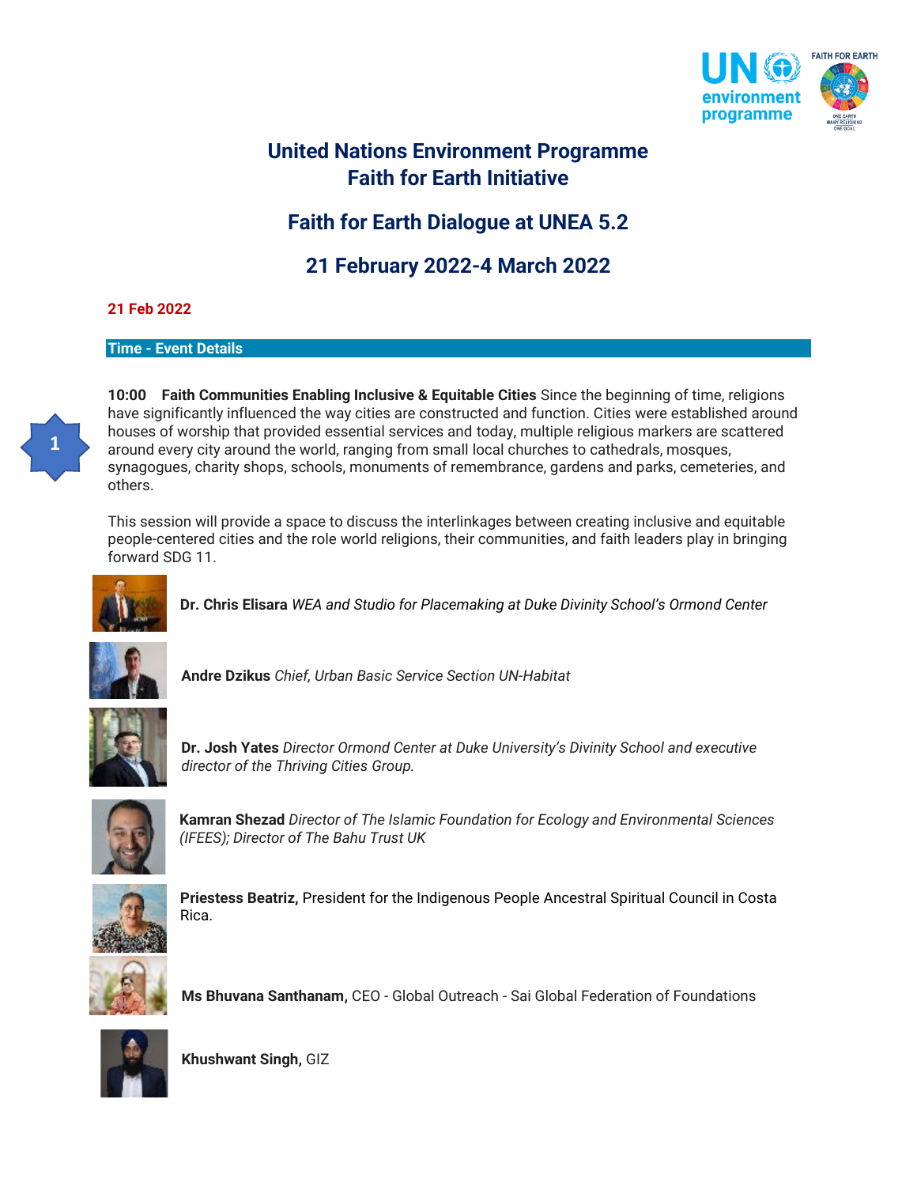# United Nations Environment Programme
# Faith for Earth Initiative

## Faith for Earth Dialogue at UNEA 5.2

## 21 February 2022-4 March 2022

**21 Feb 2022**

**Time - Event Details**

1

**10:00 Faith Communities Enabling Inclusive & Equitable Cities** Since the beginning of time, religions have significantly influenced the way cities are constructed and function. Cities were established around houses of worship that provided essential services and today, multiple religious markers are scattered around every city around the world, ranging from small local churches to cathedrals, mosques, synagogues, charity shops, schools, monuments of remembrance, gardens and parks, cemeteries, and others.

This session will provide a space to discuss the interlinkages between creating inclusive and equitable people-centered cities and the role world religions, their communities, and faith leaders play in bringing forward SDG 11.

**Dr. Chris Elisara** *WEA and Studio for Placemaking at Duke Divinity School's Ormond Center*

**Andre Dzikus** *Chief, Urban Basic Service Section UN-Habitat*

**Dr. Josh Yates** *Director Ormond Center at Duke University's Divinity School and executive director of the Thriving Cities Group.*

**Kamran Shezad** *Director of The Islamic Foundation for Ecology and Environmental Sciences (IFEES); Director of The Bahu Trust UK*

**Priestess Beatriz,** President for the Indigenous People Ancestral Spiritual Council in Costa Rica.

**Ms Bhuvana Santhanam,** CEO - Global Outreach - Sai Global Federation of Foundations

**Khushwant Singh,** GIZ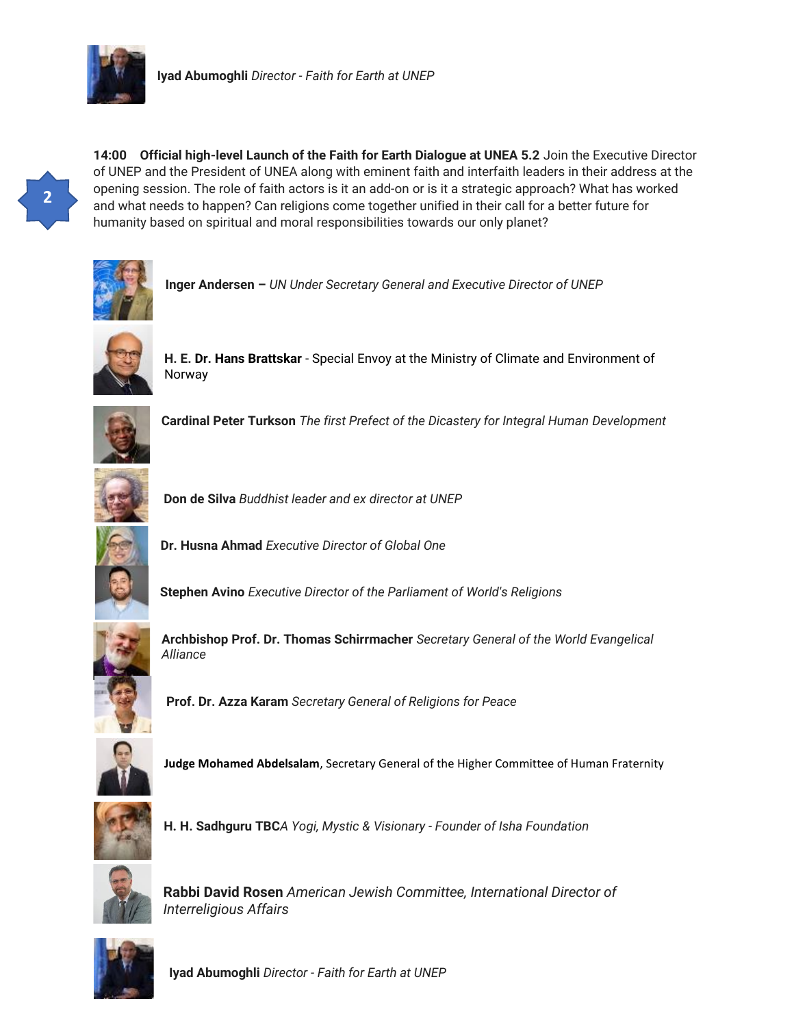**Iyad Abumoghli** *Director - Faith for Earth at UNEP*

2

**14:00 Official high-level Launch of the Faith for Earth Dialogue at UNEA 5.2** Join the Executive Director of UNEP and the President of UNEA along with eminent faith and interfaith leaders in their address at the opening session. The role of faith actors is it an add-on or is it a strategic approach? What has worked and what needs to happen? Can religions come together unified in their call for a better future for humanity based on spiritual and moral responsibilities towards our only planet?

**Inger Andersen –** *UN Under Secretary General and Executive Director of UNEP*

**H. E. Dr. Hans Brattskar** - Special Envoy at the Ministry of Climate and Environment of Norway

**Cardinal Peter Turkson** *The first Prefect of the Dicastery for Integral Human Development*

**Don de Silva** *Buddhist leader and ex director at UNEP*

**Dr. Husna Ahmad** *Executive Director of Global One*

**Stephen Avino** *Executive Director of the Parliament of World's Religions*

**Archbishop Prof. Dr. Thomas Schirrmacher** *Secretary General of the World Evangelical Alliance*

**Prof. Dr. Azza Karam** *Secretary General of Religions for Peace*

**Judge Mohamed Abdelsalam**, Secretary General of the Higher Committee of Human Fraternity

**H. H. Sadhguru TBC***A Yogi, Mystic & Visionary - Founder of Isha Foundation*

**Rabbi David Rosen** *American Jewish Committee, International Director of Interreligious Affairs*

**Iyad Abumoghli** *Director - Faith for Earth at UNEP*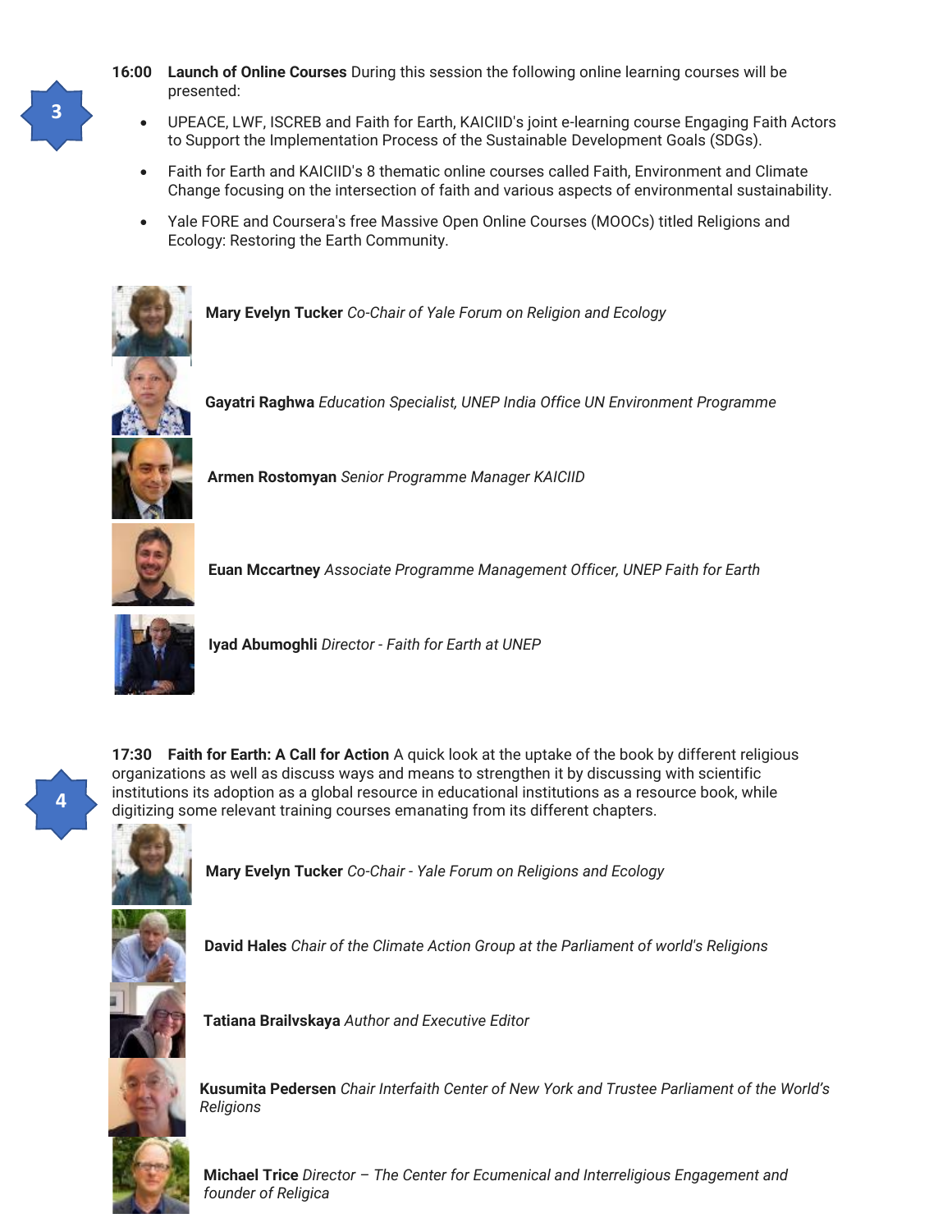3

**16:00 Launch of Online Courses** During this session the following online learning courses will be presented:

- UPEACE, LWF, ISCREB and Faith for Earth, KAICIID's joint e-learning course Engaging Faith Actors to Support the Implementation Process of the Sustainable Development Goals (SDGs).
- Faith for Earth and KAICIID's 8 thematic online courses called Faith, Environment and Climate Change focusing on the intersection of faith and various aspects of environmental sustainability.
- Yale FORE and Coursera's free Massive Open Online Courses (MOOCs) titled Religions and Ecology: Restoring the Earth Community.

**Mary Evelyn Tucker** *Co-Chair of Yale Forum on Religion and Ecology*

**Gayatri Raghwa** *Education Specialist, UNEP India Office UN Environment Programme*

**Armen Rostomyan** *Senior Programme Manager KAICIID*

**Euan Mccartney** *Associate Programme Management Officer, UNEP Faith for Earth*

**Iyad Abumoghli** *Director - Faith for Earth at UNEP*

4

**17:30 Faith for Earth: A Call for Action** A quick look at the uptake of the book by different religious organizations as well as discuss ways and means to strengthen it by discussing with scientific institutions its adoption as a global resource in educational institutions as a resource book, while digitizing some relevant training courses emanating from its different chapters.

**Mary Evelyn Tucker** *Co-Chair - Yale Forum on Religions and Ecology*

**David Hales** *Chair of the Climate Action Group at the Parliament of world's Religions*

**Tatiana Brailvskaya** *Author and Executive Editor*

**Kusumita Pedersen** *Chair Interfaith Center of New York and Trustee Parliament of the World's Religions*

**Michael Trice** *Director – The Center for Ecumenical and Interreligious Engagement and founder of Religica*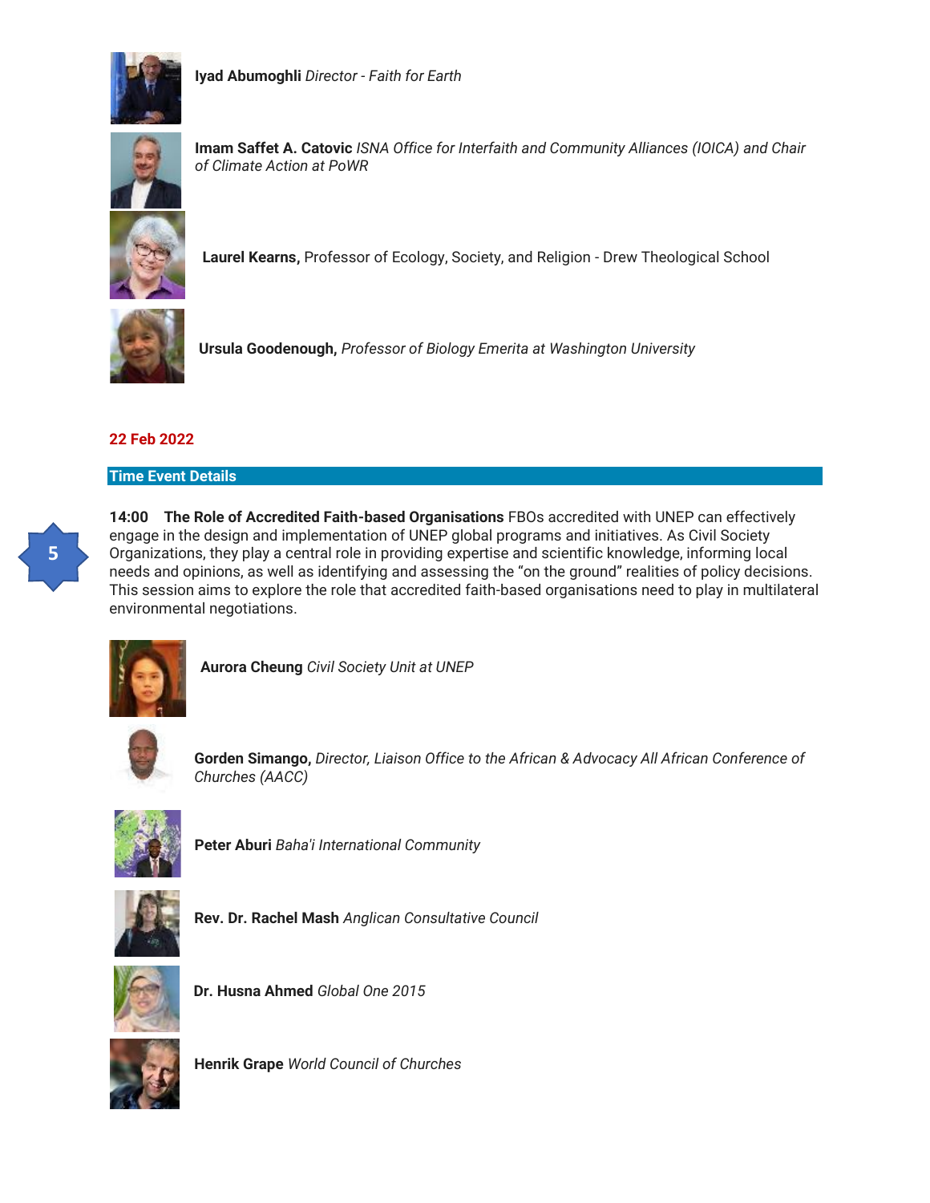**Iyad Abumoghli** *Director - Faith for Earth*

**Imam Saffet A. Catovic** *ISNA Office for Interfaith and Community Alliances (IOICA) and Chair of Climate Action at PoWR*

**Laurel Kearns,** Professor of Ecology, Society, and Religion - Drew Theological School

**Ursula Goodenough,** *Professor of Biology Emerita at Washington University*

## 22 Feb 2022

**Time Event Details**

5

**14:00 The Role of Accredited Faith-based Organisations** FBOs accredited with UNEP can effectively engage in the design and implementation of UNEP global programs and initiatives. As Civil Society Organizations, they play a central role in providing expertise and scientific knowledge, informing local needs and opinions, as well as identifying and assessing the "on the ground" realities of policy decisions. This session aims to explore the role that accredited faith-based organisations need to play in multilateral environmental negotiations.

**Aurora Cheung** *Civil Society Unit at UNEP*

**Gorden Simango,** *Director, Liaison Office to the African & Advocacy All African Conference of Churches (AACC)*

**Peter Aburi** *Baha'i International Community*

**Rev. Dr. Rachel Mash** *Anglican Consultative Council*

**Dr. Husna Ahmed** *Global One 2015*

**Henrik Grape** *World Council of Churches*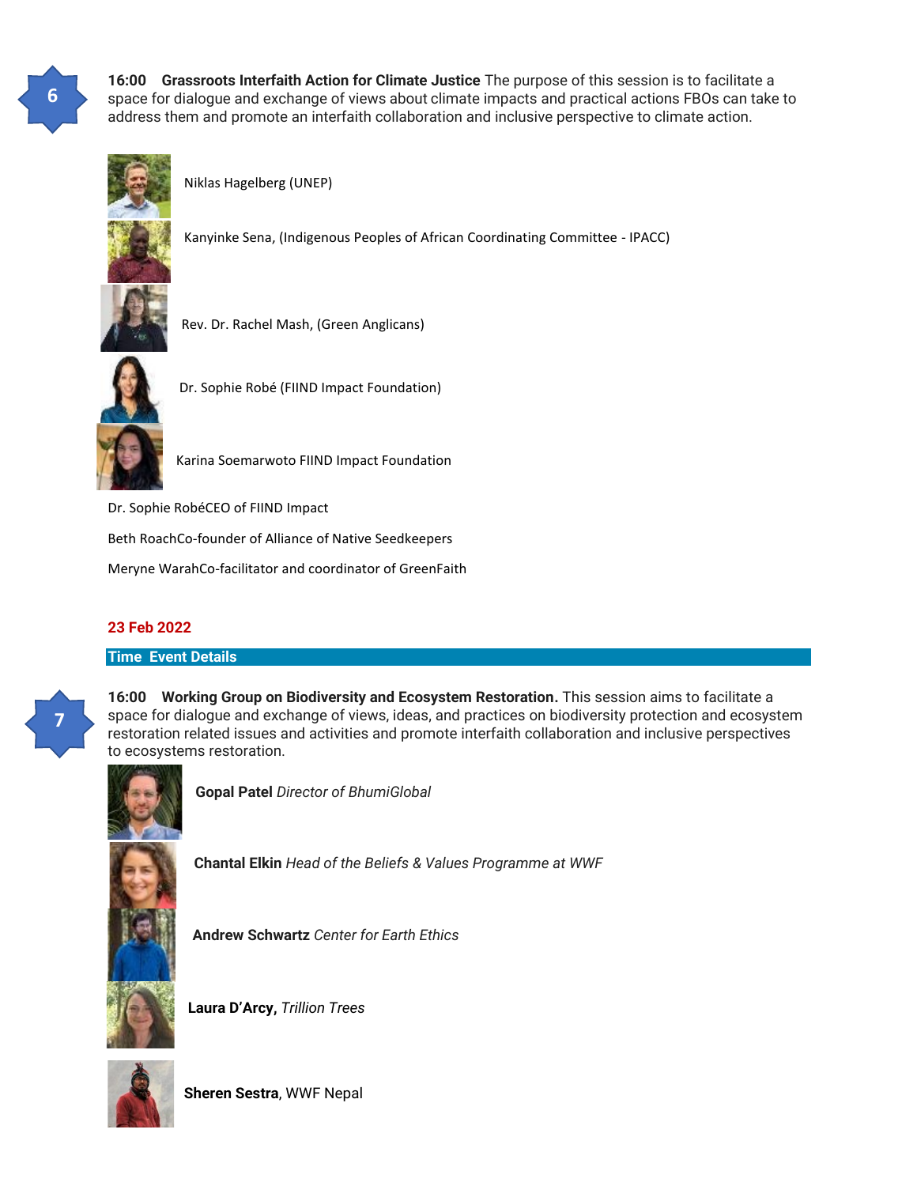6

**16:00 Grassroots Interfaith Action for Climate Justice** The purpose of this session is to facilitate a space for dialogue and exchange of views about climate impacts and practical actions FBOs can take to address them and promote an interfaith collaboration and inclusive perspective to climate action.

Niklas Hagelberg (UNEP)

Kanyinke Sena, (Indigenous Peoples of African Coordinating Committee - IPACC)

Rev. Dr. Rachel Mash, (Green Anglicans)

Dr. Sophie Robé (FIIND Impact Foundation)

Karina Soemarwoto FIIND Impact Foundation

Dr. Sophie RobéCEO of FIIND Impact

Beth RoachCo-founder of Alliance of Native Seedkeepers

Meryne WarahCo-facilitator and coordinator of GreenFaith

**23 Feb 2022**

**Time Event Details**

7

**16:00 Working Group on Biodiversity and Ecosystem Restoration.** This session aims to facilitate a space for dialogue and exchange of views, ideas, and practices on biodiversity protection and ecosystem restoration related issues and activities and promote interfaith collaboration and inclusive perspectives to ecosystems restoration.

**Gopal Patel** *Director of BhumiGlobal*

**Chantal Elkin** *Head of the Beliefs & Values Programme at WWF*

**Andrew Schwartz** *Center for Earth Ethics*

**Laura D'Arcy**, *Trillion Trees*

**Sheren Sestra**, WWF Nepal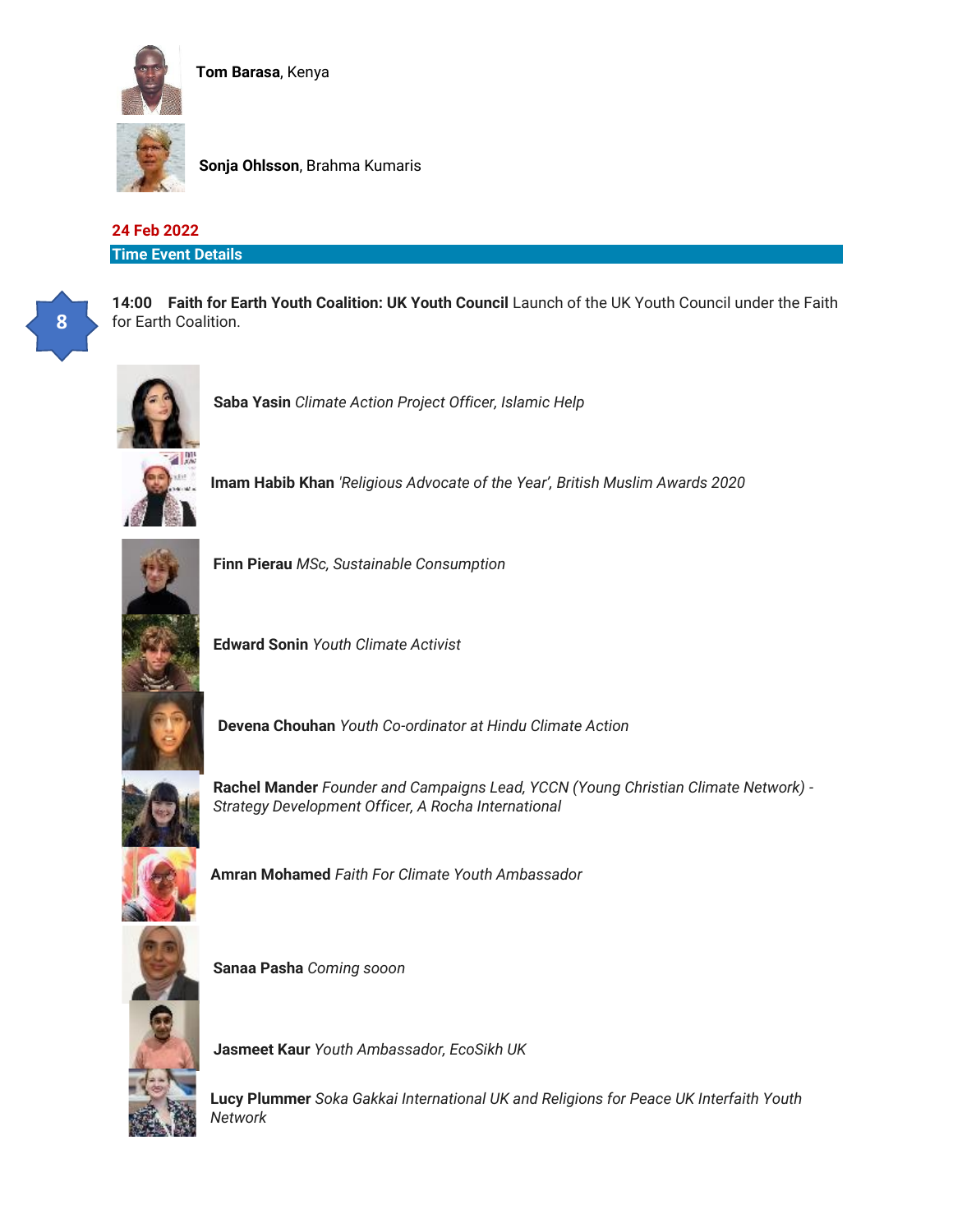**Tom Barasa**, Kenya

**Sonja Ohlsson**, Brahma Kumaris

**24 Feb 2022**

**Time Event Details**

8

**14:00 Faith for Earth Youth Coalition: UK Youth Council** Launch of the UK Youth Council under the Faith for Earth Coalition.

**Saba Yasin** *Climate Action Project Officer, Islamic Help*

**Imam Habib Khan** *'Religious Advocate of the Year', British Muslim Awards 2020*

**Finn Pierau** *MSc, Sustainable Consumption*

**Edward Sonin** *Youth Climate Activist*

**Devena Chouhan** *Youth Co-ordinator at Hindu Climate Action*

**Rachel Mander** *Founder and Campaigns Lead, YCCN (Young Christian Climate Network) - Strategy Development Officer, A Rocha International*

**Amran Mohamed** *Faith For Climate Youth Ambassador*

**Sanaa Pasha** *Coming sooon*

**Jasmeet Kaur** *Youth Ambassador, EcoSikh UK*

**Lucy Plummer** *Soka Gakkai International UK and Religions for Peace UK Interfaith Youth Network*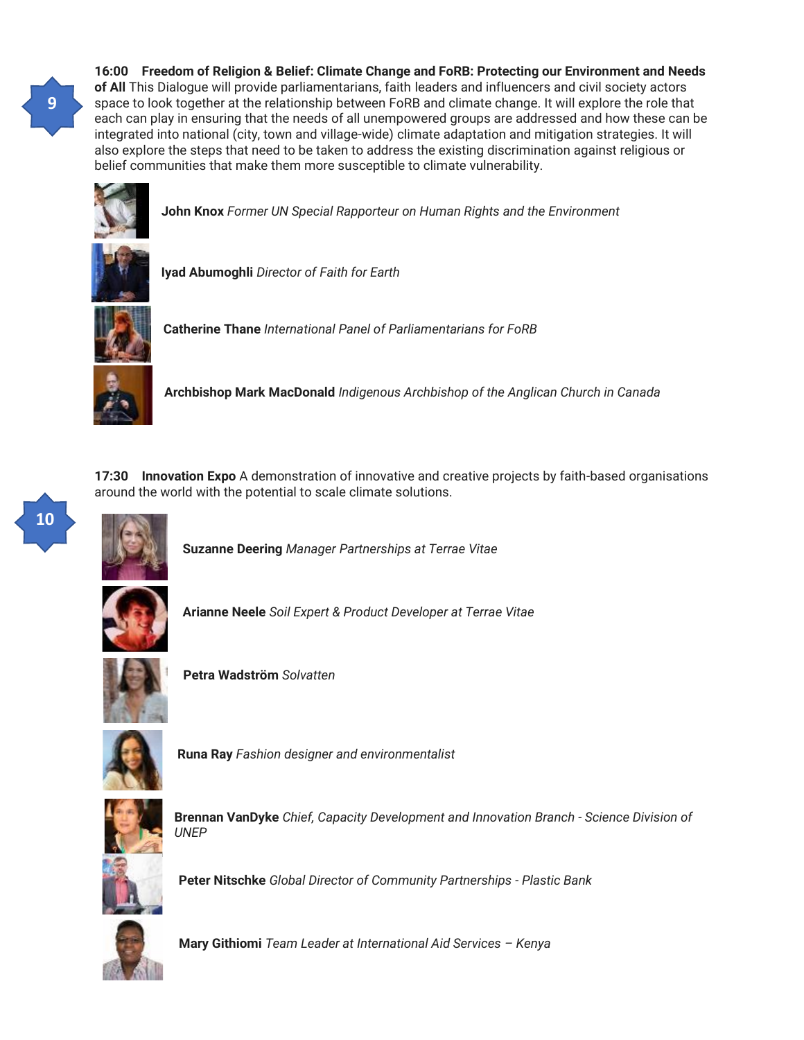9

**16:00 Freedom of Religion & Belief: Climate Change and FoRB: Protecting our Environment and Needs of All** This Dialogue will provide parliamentarians, faith leaders and influencers and civil society actors space to look together at the relationship between FoRB and climate change. It will explore the role that each can play in ensuring that the needs of all unempowered groups are addressed and how these can be integrated into national (city, town and village-wide) climate adaptation and mitigation strategies. It will also explore the steps that need to be taken to address the existing discrimination against religious or belief communities that make them more susceptible to climate vulnerability.

**John Knox** *Former UN Special Rapporteur on Human Rights and the Environment*

**Iyad Abumoghli** *Director of Faith for Earth*

**Catherine Thane** *International Panel of Parliamentarians for FoRB*

**Archbishop Mark MacDonald** *Indigenous Archbishop of the Anglican Church in Canada*

10

**17:30 Innovation Expo** A demonstration of innovative and creative projects by faith-based organisations around the world with the potential to scale climate solutions.

**Suzanne Deering** *Manager Partnerships at Terrae Vitae*

**Arianne Neele** *Soil Expert & Product Developer at Terrae Vitae*

**Petra Wadström** *Solvatten*

**Runa Ray** *Fashion designer and environmentalist*

**Brennan VanDyke** *Chief, Capacity Development and Innovation Branch - Science Division of UNEP*

**Peter Nitschke** *Global Director of Community Partnerships - Plastic Bank*

**Mary Githiomi** *Team Leader at International Aid Services – Kenya*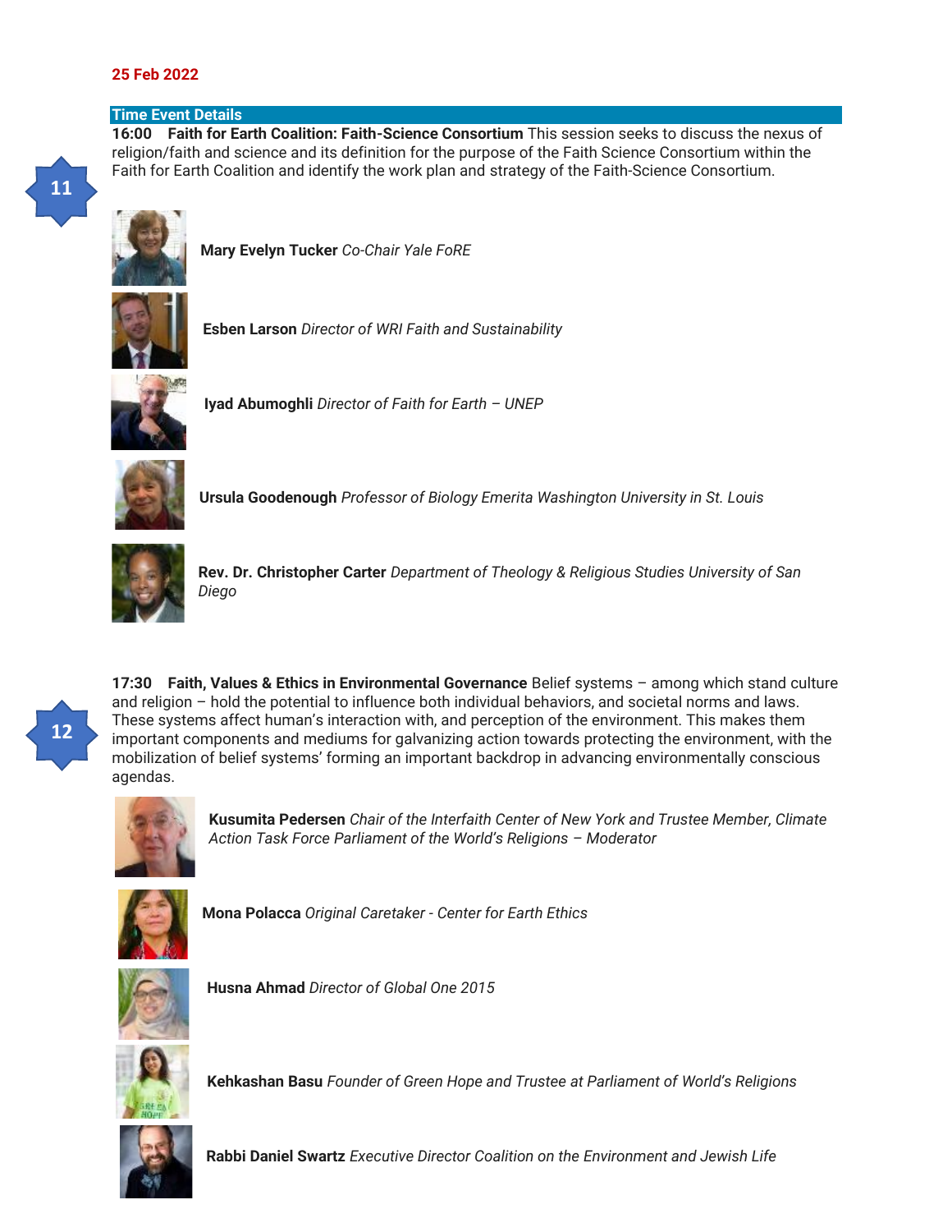**25 Feb 2022**

**Time Event Details**

**16:00 Faith for Earth Coalition: Faith-Science Consortium** This session seeks to discuss the nexus of religion/faith and science and its definition for the purpose of the Faith Science Consortium within the Faith for Earth Coalition and identify the work plan and strategy of the Faith-Science Consortium.

11

**Mary Evelyn Tucker** *Co-Chair Yale FoRE*

**Esben Larson** *Director of WRI Faith and Sustainability*

**Iyad Abumoghli** *Director of Faith for Earth – UNEP*

**Ursula Goodenough** *Professor of Biology Emerita Washington University in St. Louis*

**Rev. Dr. Christopher Carter** *Department of Theology & Religious Studies University of San Diego*

**17:30 Faith, Values & Ethics in Environmental Governance** Belief systems – among which stand culture and religion – hold the potential to influence both individual behaviors, and societal norms and laws. These systems affect human's interaction with, and perception of the environment. This makes them important components and mediums for galvanizing action towards protecting the environment, with the mobilization of belief systems' forming an important backdrop in advancing environmentally conscious agendas.

12

**Kusumita Pedersen** *Chair of the Interfaith Center of New York and Trustee Member, Climate Action Task Force Parliament of the World's Religions – Moderator*

**Mona Polacca** *Original Caretaker - Center for Earth Ethics*

**Husna Ahmad** *Director of Global One 2015*

**Kehkashan Basu** *Founder of Green Hope and Trustee at Parliament of World's Religions*

**Rabbi Daniel Swartz** *Executive Director Coalition on the Environment and Jewish Life*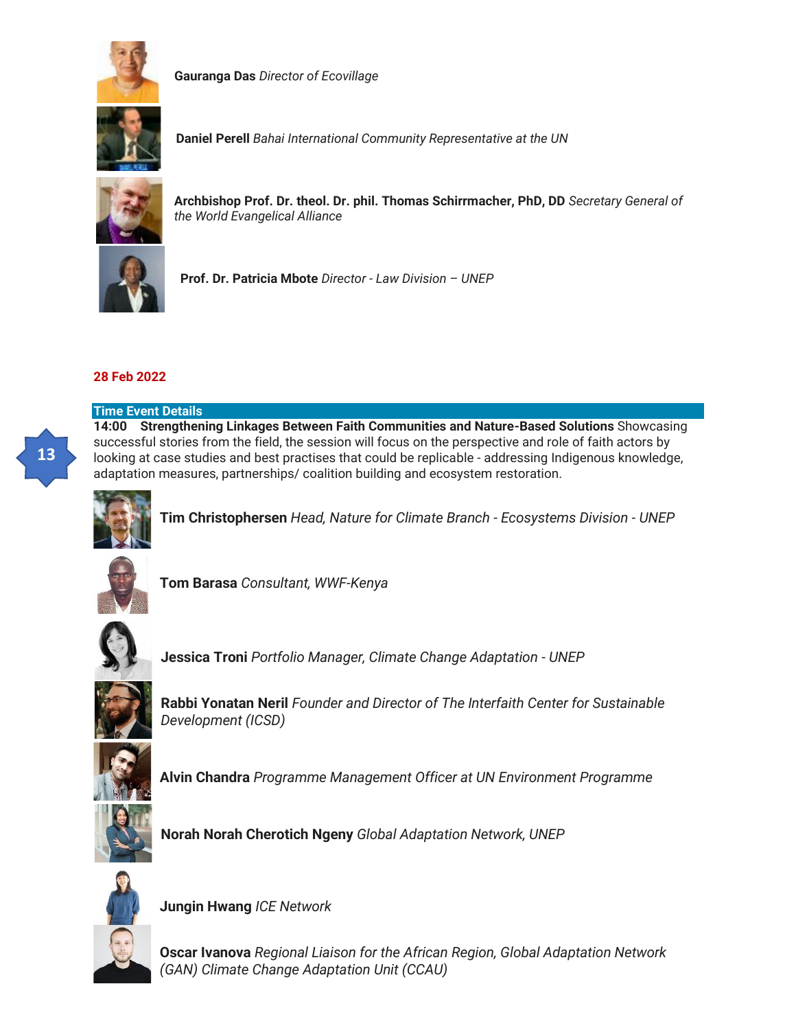**Gauranga Das** *Director of Ecovillage*

**Daniel Perell** *Bahai International Community Representative at the UN*

**Archbishop Prof. Dr. theol. Dr. phil. Thomas Schirrmacher, PhD, DD** *Secretary General of the World Evangelical Alliance*

**Prof. Dr. Patricia Mbote** *Director - Law Division – UNEP*

**28 Feb 2022**

**Time Event Details**

13

**14:00** **Strengthening Linkages Between Faith Communities and Nature-Based Solutions** Showcasing successful stories from the field, the session will focus on the perspective and role of faith actors by looking at case studies and best practises that could be replicable - addressing Indigenous knowledge, adaptation measures, partnerships/ coalition building and ecosystem restoration.

**Tim Christophersen** *Head, Nature for Climate Branch - Ecosystems Division - UNEP*

**Tom Barasa** *Consultant, WWF-Kenya*

**Jessica Troni** *Portfolio Manager, Climate Change Adaptation - UNEP*

**Rabbi Yonatan Neril** *Founder and Director of The Interfaith Center for Sustainable Development (ICSD)*

**Alvin Chandra** *Programme Management Officer at UN Environment Programme*

**Norah Norah Cherotich Ngeny** *Global Adaptation Network, UNEP*

**Jungin Hwang** *ICE Network*

**Oscar Ivanova** *Regional Liaison for the African Region, Global Adaptation Network (GAN) Climate Change Adaptation Unit (CCAU)*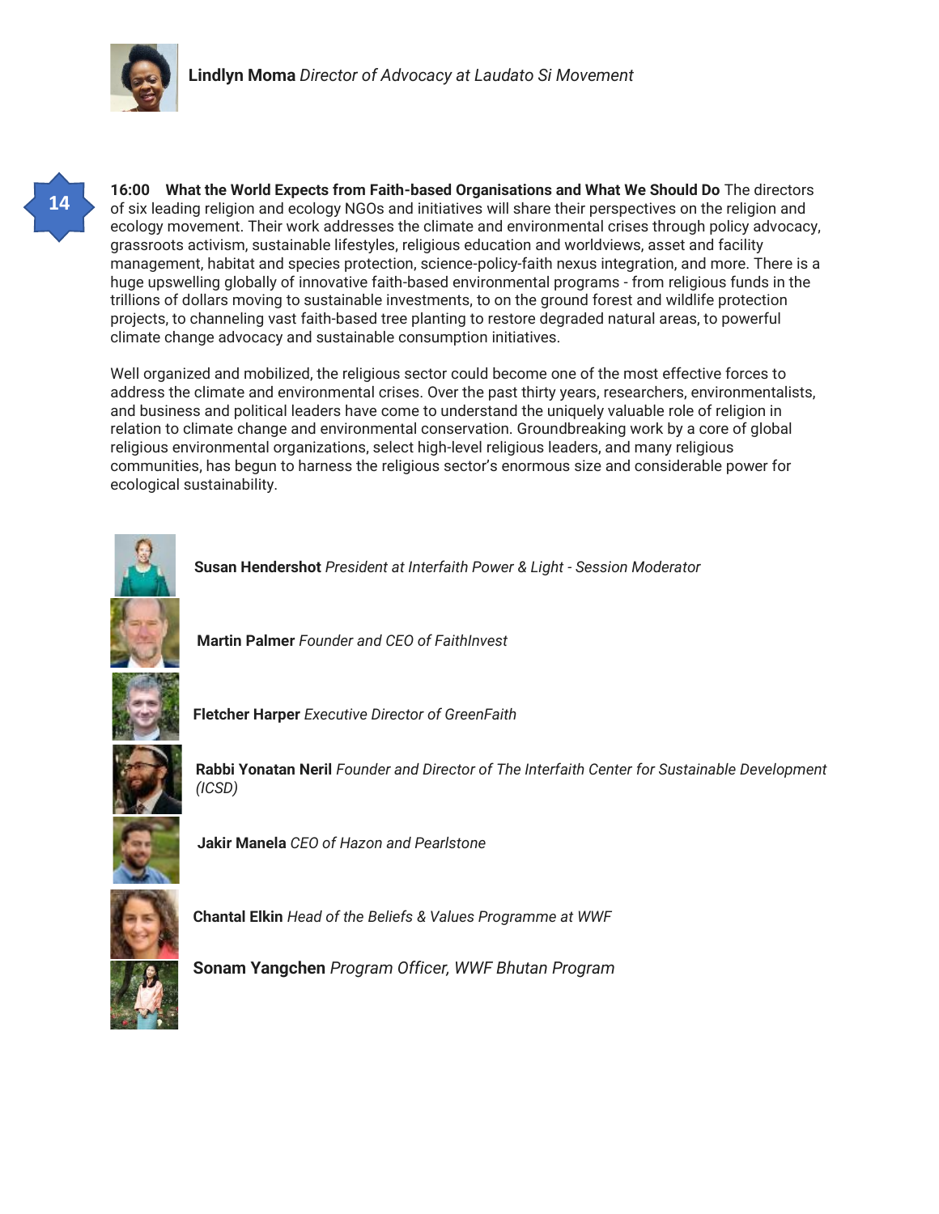**Lindlyn Moma** *Director of Advocacy at Laudato Si Movement*

14

**16:00 What the World Expects from Faith-based Organisations and What We Should Do** The directors of six leading religion and ecology NGOs and initiatives will share their perspectives on the religion and ecology movement. Their work addresses the climate and environmental crises through policy advocacy, grassroots activism, sustainable lifestyles, religious education and worldviews, asset and facility management, habitat and species protection, science-policy-faith nexus integration, and more. There is a huge upswelling globally of innovative faith-based environmental programs - from religious funds in the trillions of dollars moving to sustainable investments, to on the ground forest and wildlife protection projects, to channeling vast faith-based tree planting to restore degraded natural areas, to powerful climate change advocacy and sustainable consumption initiatives.

Well organized and mobilized, the religious sector could become one of the most effective forces to address the climate and environmental crises. Over the past thirty years, researchers, environmentalists, and business and political leaders have come to understand the uniquely valuable role of religion in relation to climate change and environmental conservation. Groundbreaking work by a core of global religious environmental organizations, select high-level religious leaders, and many religious communities, has begun to harness the religious sector's enormous size and considerable power for ecological sustainability.

**Susan Hendershot** *President at Interfaith Power & Light - Session Moderator*

**Martin Palmer** *Founder and CEO of FaithInvest*

**Fletcher Harper** *Executive Director of GreenFaith*

**Rabbi Yonatan Neril** *Founder and Director of The Interfaith Center for Sustainable Development (ICSD)*

**Jakir Manela** *CEO of Hazon and Pearlstone*

**Chantal Elkin** *Head of the Beliefs & Values Programme at WWF*

**Sonam Yangchen** *Program Officer, WWF Bhutan Program*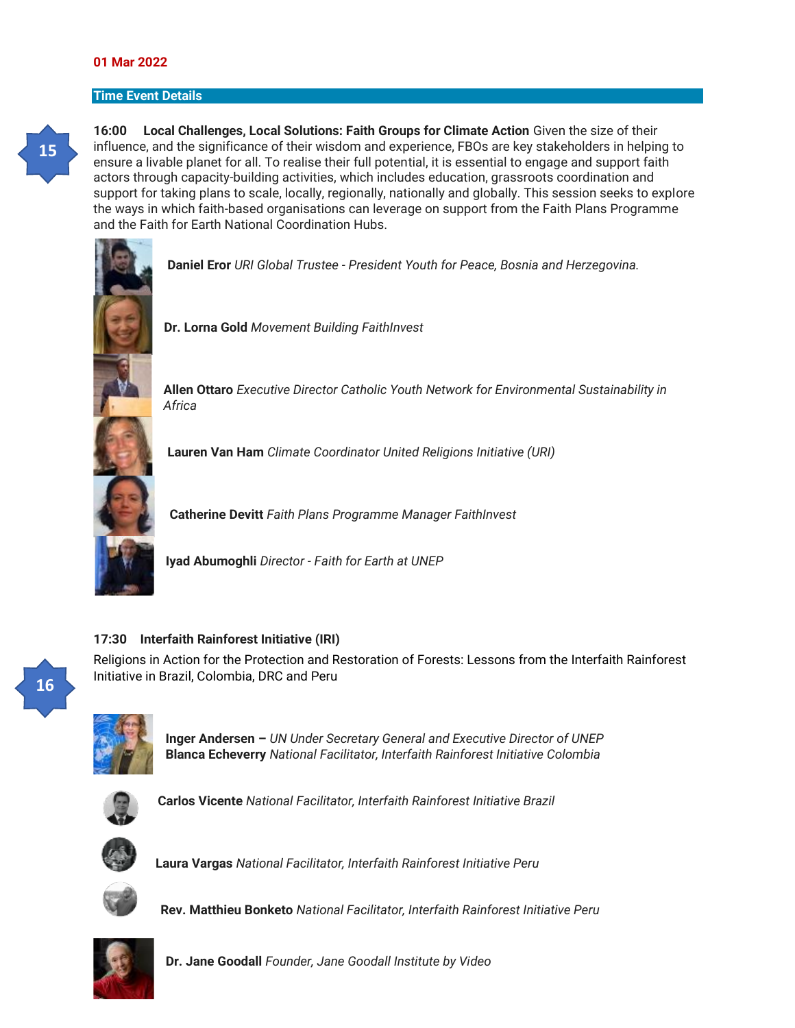**01 Mar 2022**

**Time Event Details**

15

**16:00 Local Challenges, Local Solutions: Faith Groups for Climate Action** Given the size of their influence, and the significance of their wisdom and experience, FBOs are key stakeholders in helping to ensure a livable planet for all. To realise their full potential, it is essential to engage and support faith actors through capacity-building activities, which includes education, grassroots coordination and support for taking plans to scale, locally, regionally, nationally and globally. This session seeks to explore the ways in which faith-based organisations can leverage on support from the Faith Plans Programme and the Faith for Earth National Coordination Hubs.

**Daniel Eror** *URI Global Trustee - President Youth for Peace, Bosnia and Herzegovina.*

**Dr. Lorna Gold** *Movement Building FaithInvest*

**Allen Ottaro** *Executive Director Catholic Youth Network for Environmental Sustainability in Africa*

**Lauren Van Ham** *Climate Coordinator United Religions Initiative (URI)*

**Catherine Devitt** *Faith Plans Programme Manager FaithInvest*

**Iyad Abumoghli** *Director - Faith for Earth at UNEP*

16

**17:30 Interfaith Rainforest Initiative (IRI)**

Religions in Action for the Protection and Restoration of Forests: Lessons from the Interfaith Rainforest Initiative in Brazil, Colombia, DRC and Peru

**Inger Andersen –** *UN Under Secretary General and Executive Director of UNEP*
**Blanca Echeverry** *National Facilitator, Interfaith Rainforest Initiative Colombia*

**Carlos Vicente** *National Facilitator, Interfaith Rainforest Initiative Brazil*

**Laura Vargas** *National Facilitator, Interfaith Rainforest Initiative Peru*

**Rev. Matthieu Bonketo** *National Facilitator, Interfaith Rainforest Initiative Peru*

**Dr. Jane Goodall** *Founder, Jane Goodall Institute by Video*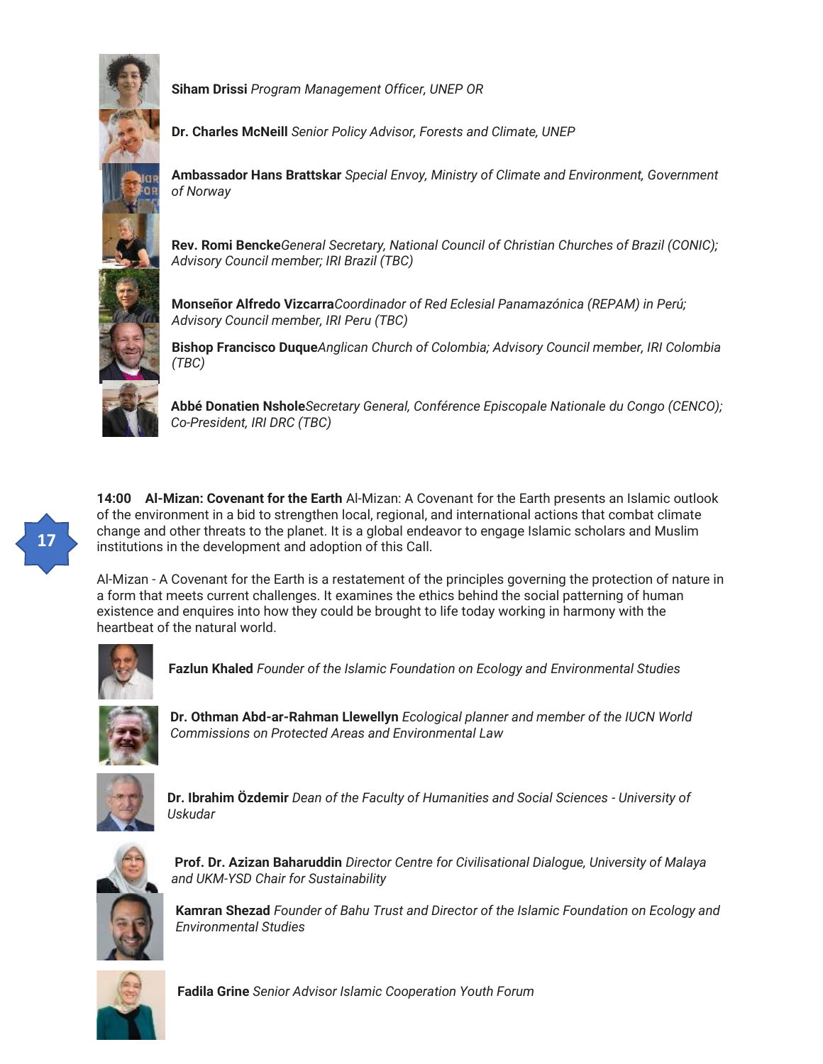**Siham Drissi** *Program Management Officer, UNEP OR*

**Dr. Charles McNeill** *Senior Policy Advisor, Forests and Climate, UNEP*

**Ambassador Hans Brattskar** *Special Envoy, Ministry of Climate and Environment, Government of Norway*

**Rev. Romi Bencke***General Secretary, National Council of Christian Churches of Brazil (CONIC); Advisory Council member; IRI Brazil (TBC)*

**Monseñor Alfredo Vizcarra***Coordinador of Red Eclesial Panamazónica (REPAM) in Perú; Advisory Council member, IRI Peru (TBC)*

**Bishop Francisco Duque***Anglican Church of Colombia; Advisory Council member, IRI Colombia (TBC)*

**Abbé Donatien Nshole***Secretary General, Conférence Episcopale Nationale du Congo (CENCO); Co-President, IRI DRC (TBC)*

17

**14:00 Al-Mizan: Covenant for the Earth** Al-Mizan: A Covenant for the Earth presents an Islamic outlook of the environment in a bid to strengthen local, regional, and international actions that combat climate change and other threats to the planet. It is a global endeavor to engage Islamic scholars and Muslim institutions in the development and adoption of this Call.

Al-Mizan - A Covenant for the Earth is a restatement of the principles governing the protection of nature in a form that meets current challenges. It examines the ethics behind the social patterning of human existence and enquires into how they could be brought to life today working in harmony with the heartbeat of the natural world.

**Fazlun Khaled** *Founder of the Islamic Foundation on Ecology and Environmental Studies*

**Dr. Othman Abd-ar-Rahman Llewellyn** *Ecological planner and member of the IUCN World Commissions on Protected Areas and Environmental Law*

**Dr. Ibrahim Özdemir** *Dean of the Faculty of Humanities and Social Sciences - University of Uskudar*

**Prof. Dr. Azizan Baharuddin** *Director Centre for Civilisational Dialogue, University of Malaya and UKM-YSD Chair for Sustainability*

**Kamran Shezad** *Founder of Bahu Trust and Director of the Islamic Foundation on Ecology and Environmental Studies*

**Fadila Grine** *Senior Advisor Islamic Cooperation Youth Forum*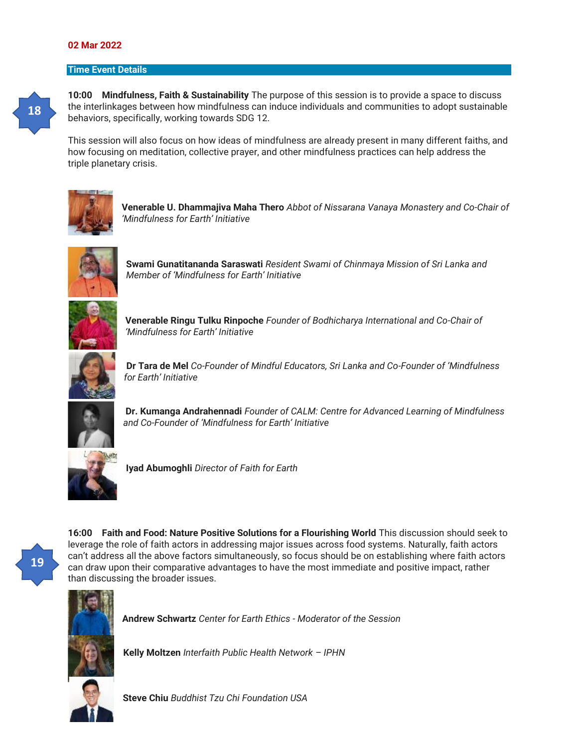**02 Mar 2022**

**Time Event Details**

18

**10:00 Mindfulness, Faith & Sustainability** The purpose of this session is to provide a space to discuss the interlinkages between how mindfulness can induce individuals and communities to adopt sustainable behaviors, specifically, working towards SDG 12.

This session will also focus on how ideas of mindfulness are already present in many different faiths, and how focusing on meditation, collective prayer, and other mindfulness practices can help address the triple planetary crisis.

**Venerable U. Dhammajiva Maha Thero** *Abbot of Nissarana Vanaya Monastery and Co-Chair of 'Mindfulness for Earth' Initiative*

**Swami Gunatitananda Saraswati** *Resident Swami of Chinmaya Mission of Sri Lanka and Member of 'Mindfulness for Earth' Initiative*

**Venerable Ringu Tulku Rinpoche** *Founder of Bodhicharya International and Co-Chair of 'Mindfulness for Earth' Initiative*

**Dr Tara de Mel** *Co-Founder of Mindful Educators, Sri Lanka and Co-Founder of 'Mindfulness for Earth' Initiative*

**Dr. Kumanga Andrahennadi** *Founder of CALM: Centre for Advanced Learning of Mindfulness and Co-Founder of 'Mindfulness for Earth' Initiative*

**Iyad Abumoghli** *Director of Faith for Earth*

19

**16:00 Faith and Food: Nature Positive Solutions for a Flourishing World** This discussion should seek to leverage the role of faith actors in addressing major issues across food systems. Naturally, faith actors can't address all the above factors simultaneously, so focus should be on establishing where faith actors can draw upon their comparative advantages to have the most immediate and positive impact, rather than discussing the broader issues.

**Andrew Schwartz** *Center for Earth Ethics - Moderator of the Session*

**Kelly Moltzen** *Interfaith Public Health Network – IPHN*

**Steve Chiu** *Buddhist Tzu Chi Foundation USA*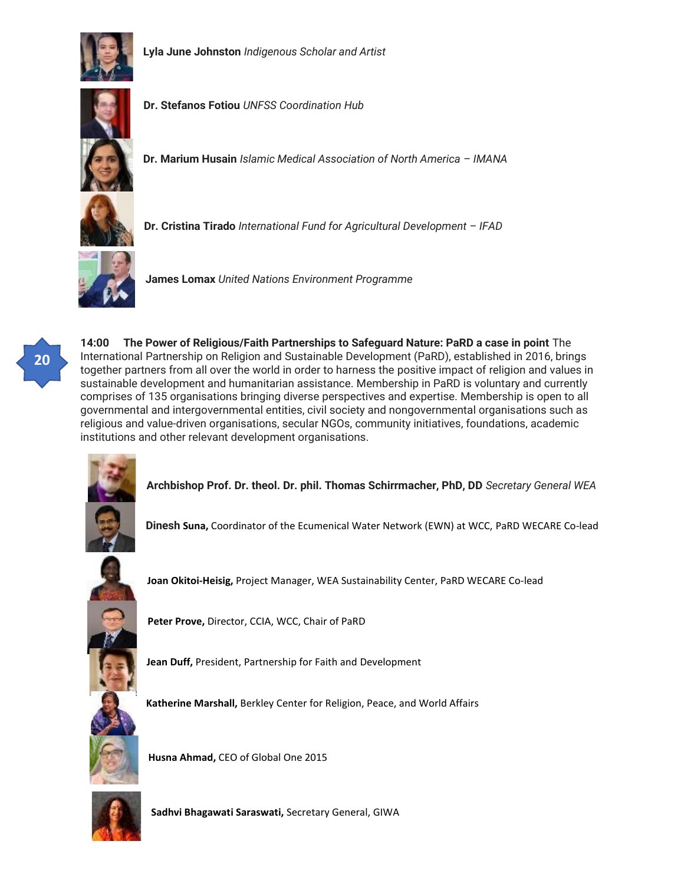**Lyla June Johnston** *Indigenous Scholar and Artist*

**Dr. Stefanos Fotiou** *UNFSS Coordination Hub*

**Dr. Marium Husain** *Islamic Medical Association of North America – IMANA*

**Dr. Cristina Tirado** *International Fund for Agricultural Development – IFAD*

**James Lomax** *United Nations Environment Programme*

20

**14:00 The Power of Religious/Faith Partnerships to Safeguard Nature: PaRD a case in point** The International Partnership on Religion and Sustainable Development (PaRD), established in 2016, brings together partners from all over the world in order to harness the positive impact of religion and values in sustainable development and humanitarian assistance. Membership in PaRD is voluntary and currently comprises of 135 organisations bringing diverse perspectives and expertise. Membership is open to all governmental and intergovernmental entities, civil society and nongovernmental organisations such as religious and value-driven organisations, secular NGOs, community initiatives, foundations, academic institutions and other relevant development organisations.

**Archbishop Prof. Dr. theol. Dr. phil. Thomas Schirrmacher, PhD, DD** *Secretary General WEA*

**Dinesh Suna,** Coordinator of the Ecumenical Water Network (EWN) at WCC, PaRD WECARE Co-lead

**Joan Okitoi-Heisig,** Project Manager, WEA Sustainability Center, PaRD WECARE Co-lead

**Peter Prove,** Director, CCIA, WCC, Chair of PaRD

**Jean Duff,** President, Partnership for Faith and Development

**Katherine Marshall,** Berkley Center for Religion, Peace, and World Affairs

**Husna Ahmad,** CEO of Global One 2015

**Sadhvi Bhagawati Saraswati,** Secretary General, GIWA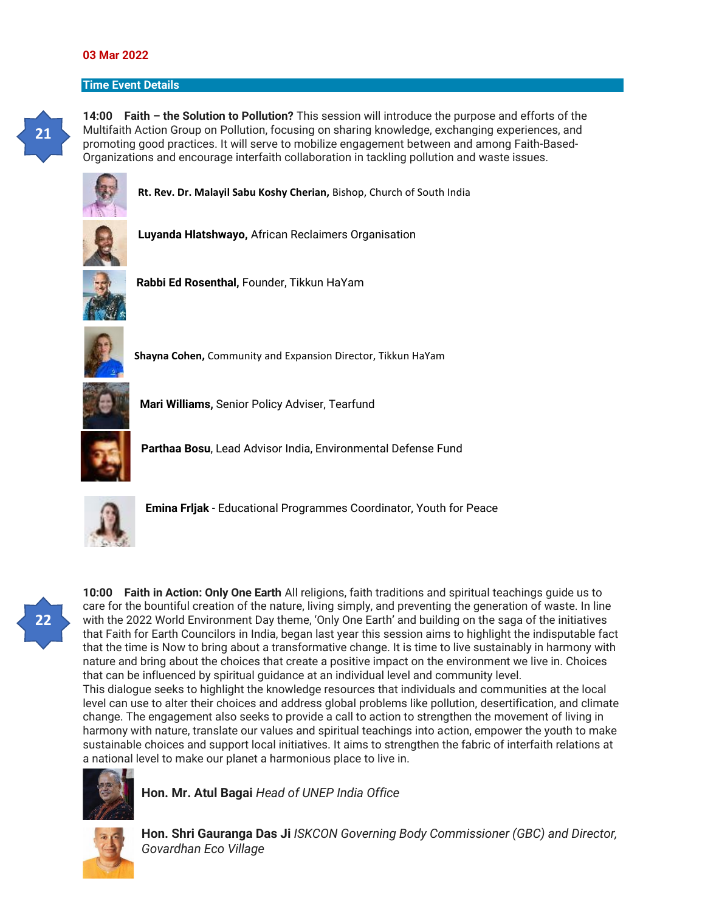**03 Mar 2022**

**Time Event Details**

21

**14:00 Faith – the Solution to Pollution?** This session will introduce the purpose and efforts of the Multifaith Action Group on Pollution, focusing on sharing knowledge, exchanging experiences, and promoting good practices. It will serve to mobilize engagement between and among Faith-Based-Organizations and encourage interfaith collaboration in tackling pollution and waste issues.

**Rt. Rev. Dr. Malayil Sabu Koshy Cherian,** Bishop, Church of South India

**Luyanda Hlatshwayo,** African Reclaimers Organisation

**Rabbi Ed Rosenthal,** Founder, Tikkun HaYam

**Shayna Cohen,** Community and Expansion Director, Tikkun HaYam

**Mari Williams,** Senior Policy Adviser, Tearfund

**Parthaa Bosu**, Lead Advisor India, Environmental Defense Fund

**Emina Frljak** - Educational Programmes Coordinator, Youth for Peace

22

**10:00 Faith in Action: Only One Earth** All religions, faith traditions and spiritual teachings guide us to care for the bountiful creation of the nature, living simply, and preventing the generation of waste. In line with the 2022 World Environment Day theme, 'Only One Earth' and building on the saga of the initiatives that Faith for Earth Councilors in India, began last year this session aims to highlight the indisputable fact that the time is Now to bring about a transformative change. It is time to live sustainably in harmony with nature and bring about the choices that create a positive impact on the environment we live in. Choices that can be influenced by spiritual guidance at an individual level and community level.
This dialogue seeks to highlight the knowledge resources that individuals and communities at the local level can use to alter their choices and address global problems like pollution, desertification, and climate change. The engagement also seeks to provide a call to action to strengthen the movement of living in harmony with nature, translate our values and spiritual teachings into action, empower the youth to make sustainable choices and support local initiatives. It aims to strengthen the fabric of interfaith relations at a national level to make our planet a harmonious place to live in.

**Hon. Mr. Atul Bagai** *Head of UNEP India Office*

**Hon. Shri Gauranga Das Ji** *ISKCON Governing Body Commissioner (GBC) and Director, Govardhan Eco Village*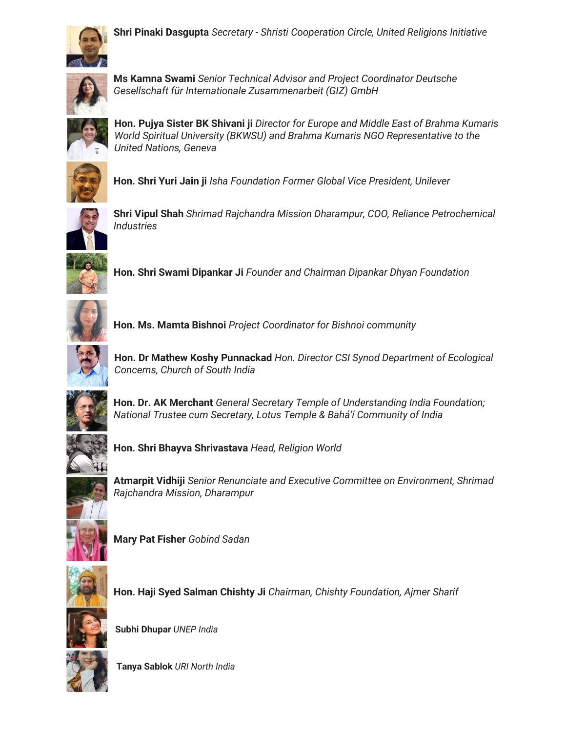**Shri Pinaki Dasgupta** *Secretary - Shristi Cooperation Circle, United Religions Initiative*

**Ms Kamna Swami** *Senior Technical Advisor and Project Coordinator Deutsche Gesellschaft für Internationale Zusammenarbeit (GIZ) GmbH*

**Hon. Pujya Sister BK Shivani ji** *Director for Europe and Middle East of Brahma Kumaris World Spiritual University (BKWSU) and Brahma Kumaris NGO Representative to the United Nations, Geneva*

**Hon. Shri Yuri Jain ji** *Isha Foundation Former Global Vice President, Unilever*

**Shri Vipul Shah** *Shrimad Rajchandra Mission Dharampur, COO, Reliance Petrochemical Industries*

**Hon. Shri Swami Dipankar Ji** *Founder and Chairman Dipankar Dhyan Foundation*

**Hon. Ms. Mamta Bishnoi** *Project Coordinator for Bishnoi community*

**Hon. Dr Mathew Koshy Punnackad** *Hon. Director CSI Synod Department of Ecological Concerns, Church of South India*

**Hon. Dr. AK Merchant** *General Secretary Temple of Understanding India Foundation; National Trustee cum Secretary, Lotus Temple & Bahá'í Community of India*

**Hon. Shri Bhayva Shrivastava** *Head, Religion World*

**Atmarpit Vidhiji** *Senior Renunciate and Executive Committee on Environment, Shrimad Rajchandra Mission, Dharampur*

**Mary Pat Fisher** *Gobind Sadan*

**Hon. Haji Syed Salman Chishty Ji** *Chairman, Chishty Foundation, Ajmer Sharif*

**Subhi Dhupar** *UNEP India*

**Tanya Sablok** *URI North India*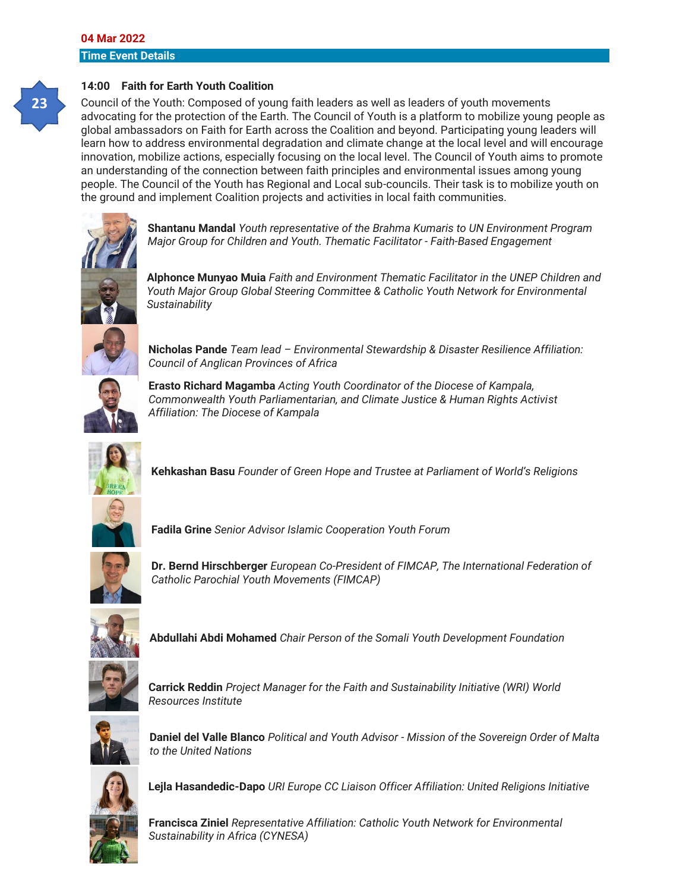**04 Mar 2022**

**Time Event Details**

23

### 14:00 Faith for Earth Youth Coalition

Council of the Youth: Composed of young faith leaders as well as leaders of youth movements advocating for the protection of the Earth. The Council of Youth is a platform to mobilize young people as global ambassadors on Faith for Earth across the Coalition and beyond. Participating young leaders will learn how to address environmental degradation and climate change at the local level and will encourage innovation, mobilize actions, especially focusing on the local level. The Council of Youth aims to promote an understanding of the connection between faith principles and environmental issues among young people. The Council of the Youth has Regional and Local sub-councils. Their task is to mobilize youth on the ground and implement Coalition projects and activities in local faith communities.

**Shantanu Mandal** *Youth representative of the Brahma Kumaris to UN Environment Program Major Group for Children and Youth. Thematic Facilitator - Faith-Based Engagement*

**Alphonce Munyao Muia** *Faith and Environment Thematic Facilitator in the UNEP Children and Youth Major Group Global Steering Committee & Catholic Youth Network for Environmental Sustainability*

**Nicholas Pande** *Team lead – Environmental Stewardship & Disaster Resilience Affiliation: Council of Anglican Provinces of Africa*

**Erasto Richard Magamba** *Acting Youth Coordinator of the Diocese of Kampala, Commonwealth Youth Parliamentarian, and Climate Justice & Human Rights Activist Affiliation: The Diocese of Kampala*

**Kehkashan Basu** *Founder of Green Hope and Trustee at Parliament of World's Religions*

**Fadila Grine** *Senior Advisor Islamic Cooperation Youth Forum*

**Dr. Bernd Hirschberger** *European Co-President of FIMCAP, The International Federation of Catholic Parochial Youth Movements (FIMCAP)*

**Abdullahi Abdi Mohamed** *Chair Person of the Somali Youth Development Foundation*

**Carrick Reddin** *Project Manager for the Faith and Sustainability Initiative (WRI) World Resources Institute*

**Daniel del Valle Blanco** *Political and Youth Advisor - Mission of the Sovereign Order of Malta to the United Nations*

**Lejla Hasandedic-Dapo** *URI Europe CC Liaison Officer Affiliation: United Religions Initiative*

**Francisca Ziniel** *Representative Affiliation: Catholic Youth Network for Environmental Sustainability in Africa (CYNESA)*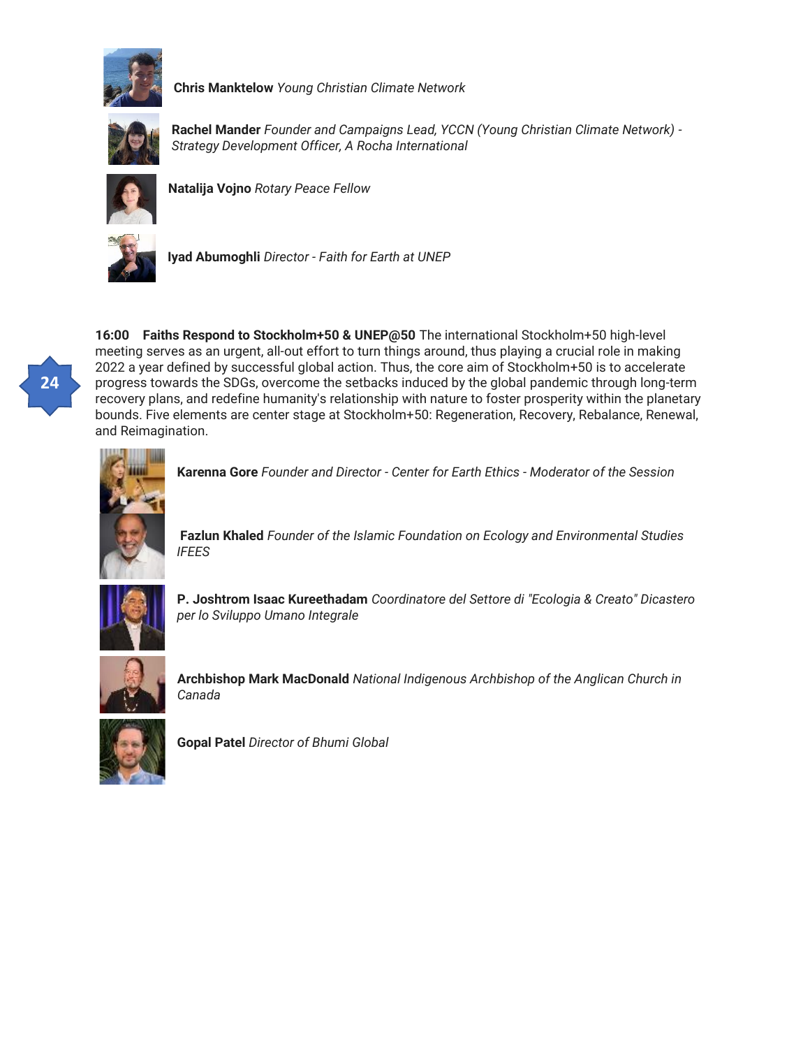**Chris Manktelow** *Young Christian Climate Network*

**Rachel Mander** *Founder and Campaigns Lead, YCCN (Young Christian Climate Network) - Strategy Development Officer, A Rocha International*

**Natalija Vojno** *Rotary Peace Fellow*

**Iyad Abumoghli** *Director - Faith for Earth at UNEP*

24

**16:00 Faiths Respond to Stockholm+50 & UNEP@50** The international Stockholm+50 high-level meeting serves as an urgent, all-out effort to turn things around, thus playing a crucial role in making 2022 a year defined by successful global action. Thus, the core aim of Stockholm+50 is to accelerate progress towards the SDGs, overcome the setbacks induced by the global pandemic through long-term recovery plans, and redefine humanity's relationship with nature to foster prosperity within the planetary bounds. Five elements are center stage at Stockholm+50: Regeneration, Recovery, Rebalance, Renewal, and Reimagination.

**Karenna Gore** *Founder and Director - Center for Earth Ethics - Moderator of the Session*

**Fazlun Khaled** *Founder of the Islamic Foundation on Ecology and Environmental Studies IFEES*

**P. Joshtrom Isaac Kureethadam** *Coordinatore del Settore di "Ecologia & Creato" Dicastero per lo Sviluppo Umano Integrale*

**Archbishop Mark MacDonald** *National Indigenous Archbishop of the Anglican Church in Canada*

**Gopal Patel** *Director of Bhumi Global*